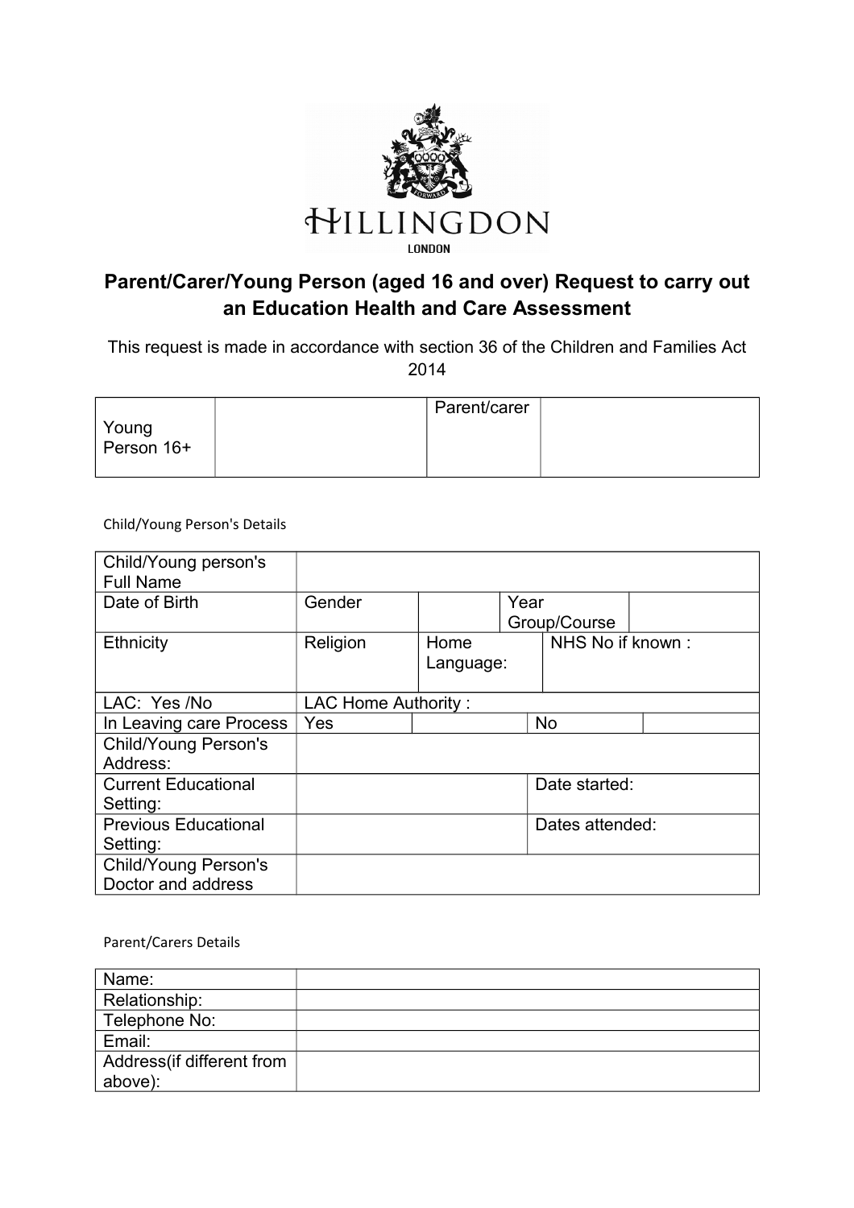HILLINGDON
LONDON

# Parent/Carer/Young Person (aged 16 and over) Request to carry out an Education Health and Care Assessment

This request is made in accordance with section 36 of the Children and Families Act 2014

| Young Person 16+ | | Parent/carer | |
|---|---|---|---|

Child/Young Person's Details

| Child/Young person's Full Name | | | | | |
|---|---|---|---|---|---|
| Date of Birth | Gender | | Year Group/Course | | |
| Ethnicity | Religion | Home Language: | NHS No if known : | | |
| LAC: Yes /No | LAC Home Authority : | | | | |
| In Leaving care Process | Yes | | No | | |
| Child/Young Person's Address: | | | | | |
| Current Educational Setting: | | | Date started: | | |
| Previous Educational Setting: | | | Dates attended: | | |
| Child/Young Person's Doctor and address | | | | | |

Parent/Carers Details

| Name: | |
|---|---|
| Relationship: | |
| Telephone No: | |
| Email: | |
| Address(if different from above): | |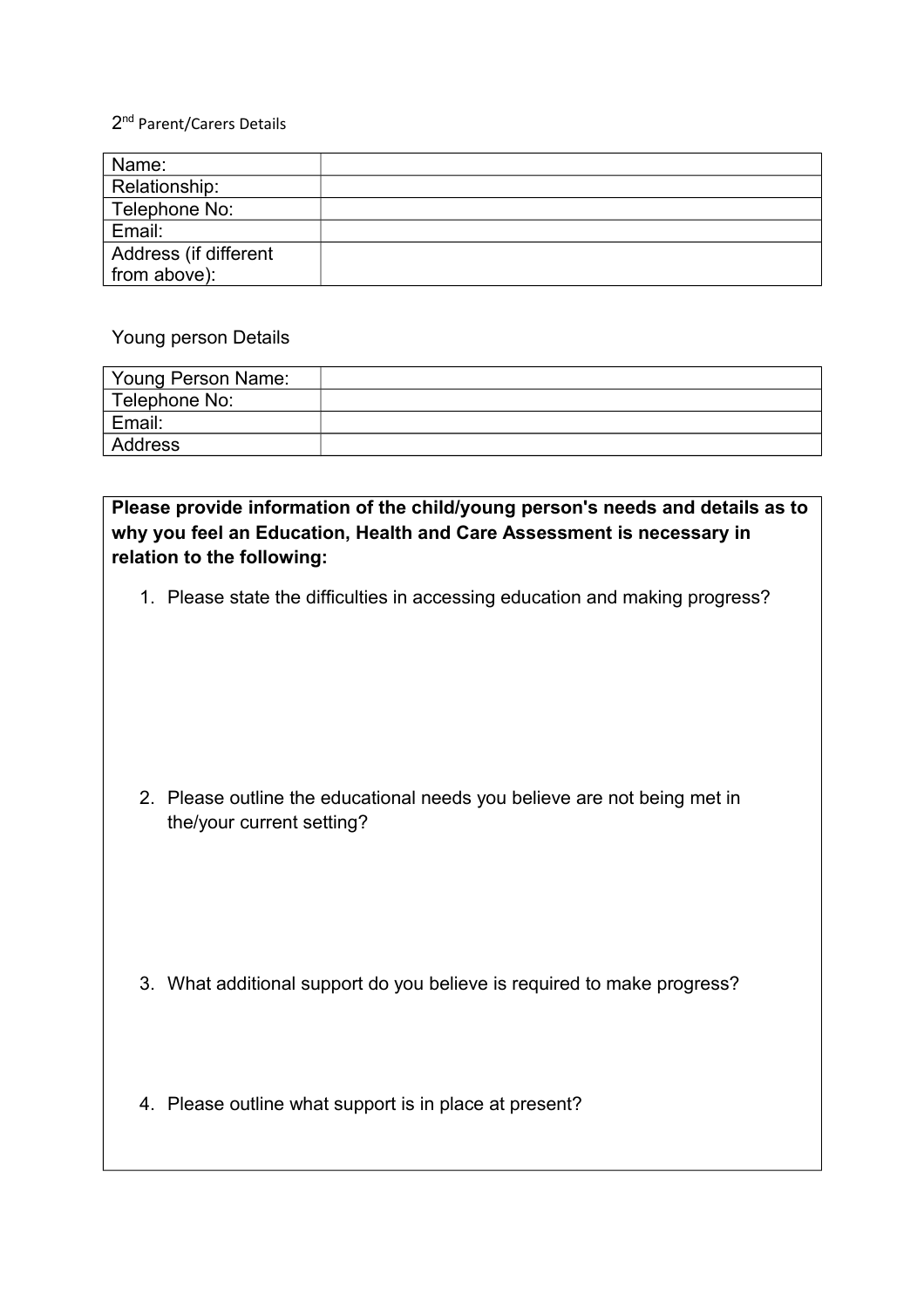2nd Parent/Carers Details

| Name: | |
|---|---|
| Relationship: | |
| Telephone No: | |
| Email: | |
| Address (if different from above): | |

Young person Details

| Young Person Name: | |
|---|---|
| Telephone No: | |
| Email: | |
| Address | |

**Please provide information of the child/young person's needs and details as to why you feel an Education, Health and Care Assessment is necessary in relation to the following:**

1. Please state the difficulties in accessing education and making progress?

2. Please outline the educational needs you believe are not being met in the/your current setting?

3. What additional support do you believe is required to make progress?

4. Please outline what support is in place at present?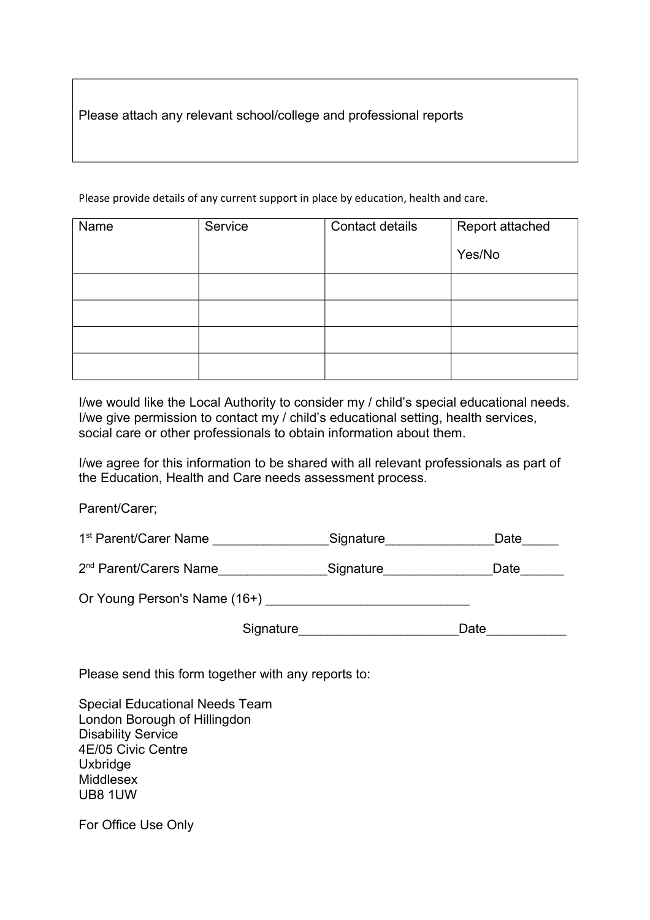Please attach any relevant school/college and professional reports

Please provide details of any current support in place by education, health and care.

| Name | Service | Contact details | Report attached Yes/No |
|---|---|---|---|
| | | | |
| | | | |
| | | | |
| | | | |

I/we would like the Local Authority to consider my / child's special educational needs. I/we give permission to contact my / child's educational setting, health services, social care or other professionals to obtain information about them.

I/we agree for this information to be shared with all relevant professionals as part of the Education, Health and Care needs assessment process.

Parent/Carer;

1st Parent/Carer Name ________________Signature_______________Date_____

2nd Parent/Carers Name_______________Signature_______________Date______

Or Young Person's Name (16+) ____________________________

Signature______________________Date___________

Please send this form together with any reports to:

Special Educational Needs Team
London Borough of Hillingdon
Disability Service
4E/05 Civic Centre
Uxbridge
Middlesex
UB8 1UW

For Office Use Only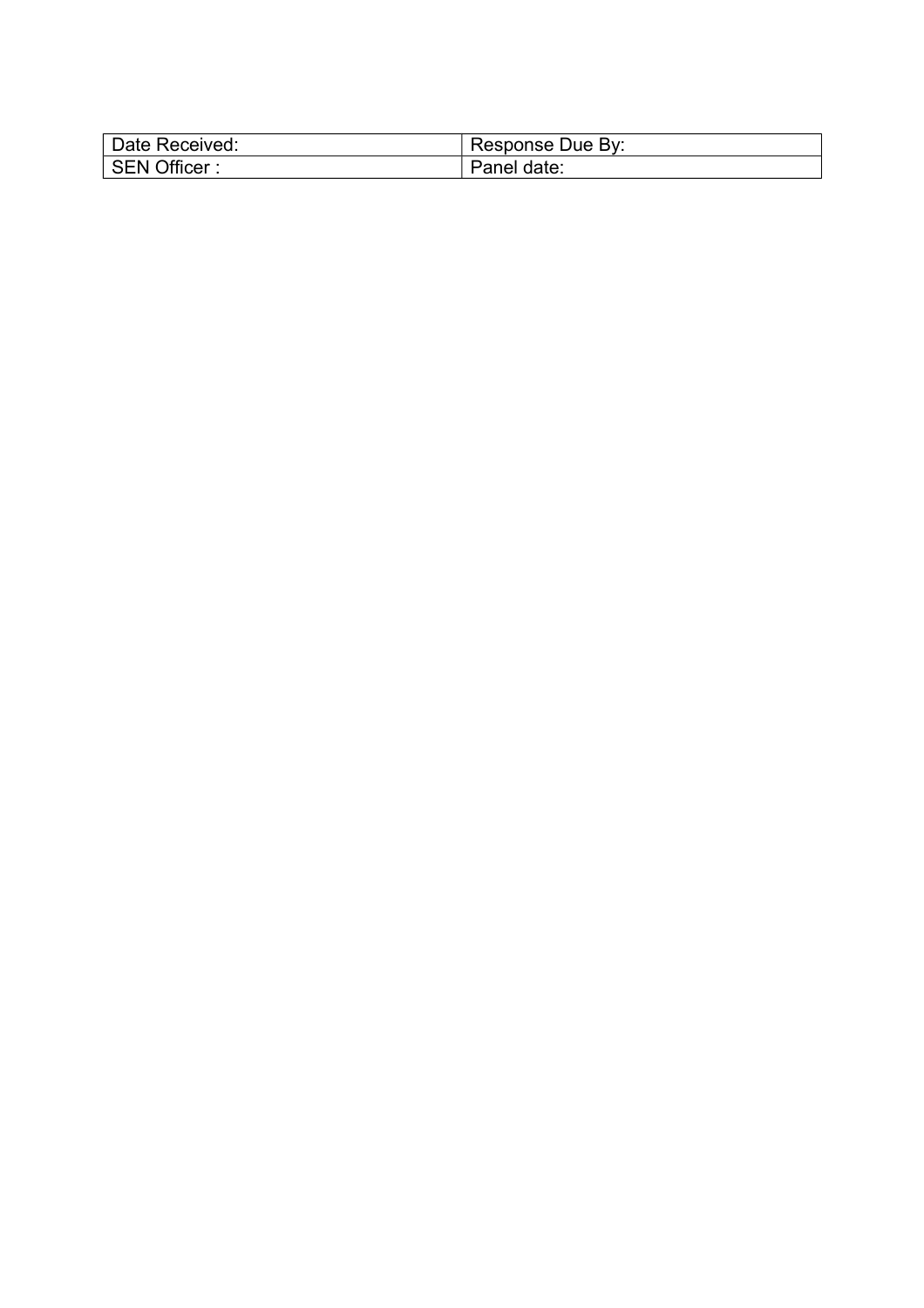| Date Received: | Response Due By: |
| --- | --- |
| SEN Officer : | Panel date: |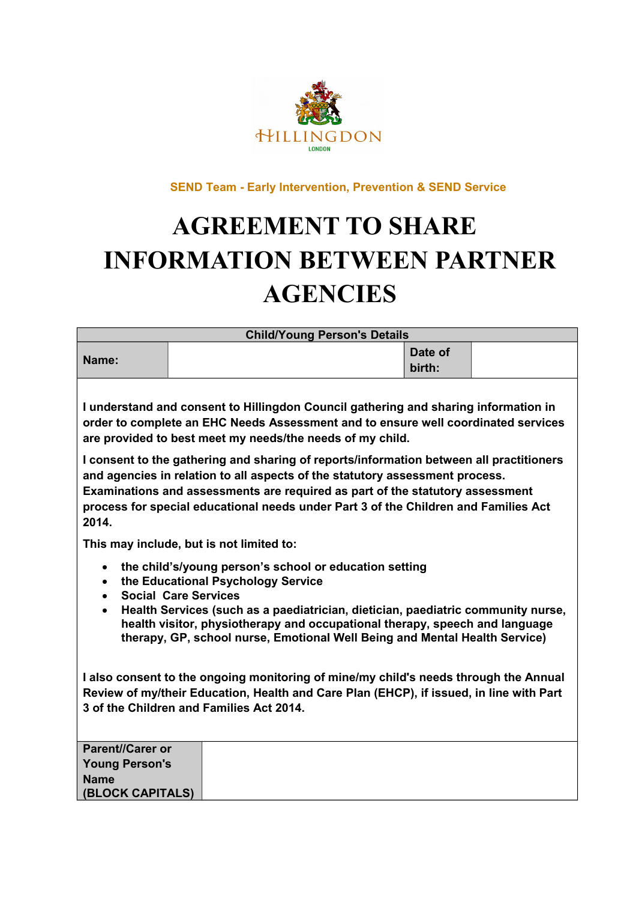HILLINGDON
LONDON

SEND Team - Early Intervention, Prevention & SEND Service

# AGREEMENT TO SHARE INFORMATION BETWEEN PARTNER AGENCIES

| Child/Young Person's Details | | | |
|---|---|---|---|
| **Name:** | | **Date of birth:** | |

**I understand and consent to Hillingdon Council gathering and sharing information in order to complete an EHC Needs Assessment and to ensure well coordinated services are provided to best meet my needs/the needs of my child.**

**I consent to the gathering and sharing of reports/information between all practitioners and agencies in relation to all aspects of the statutory assessment process. Examinations and assessments are required as part of the statutory assessment process for special educational needs under Part 3 of the Children and Families Act 2014.**

**This may include, but is not limited to:**

- **the child's/young person's school or education setting**
- **the Educational Psychology Service**
- **Social Care Services**
- **Health Services (such as a paediatrician, dietician, paediatric community nurse, health visitor, physiotherapy and occupational therapy, speech and language therapy, GP, school nurse, Emotional Well Being and Mental Health Service)**

**I also consent to the ongoing monitoring of mine/my child's needs through the Annual Review of my/their Education, Health and Care Plan (EHCP), if issued, in line with Part 3 of the Children and Families Act 2014.**

| **Parent//Carer or Young Person's Name (BLOCK CAPITALS)** | |
|---|---|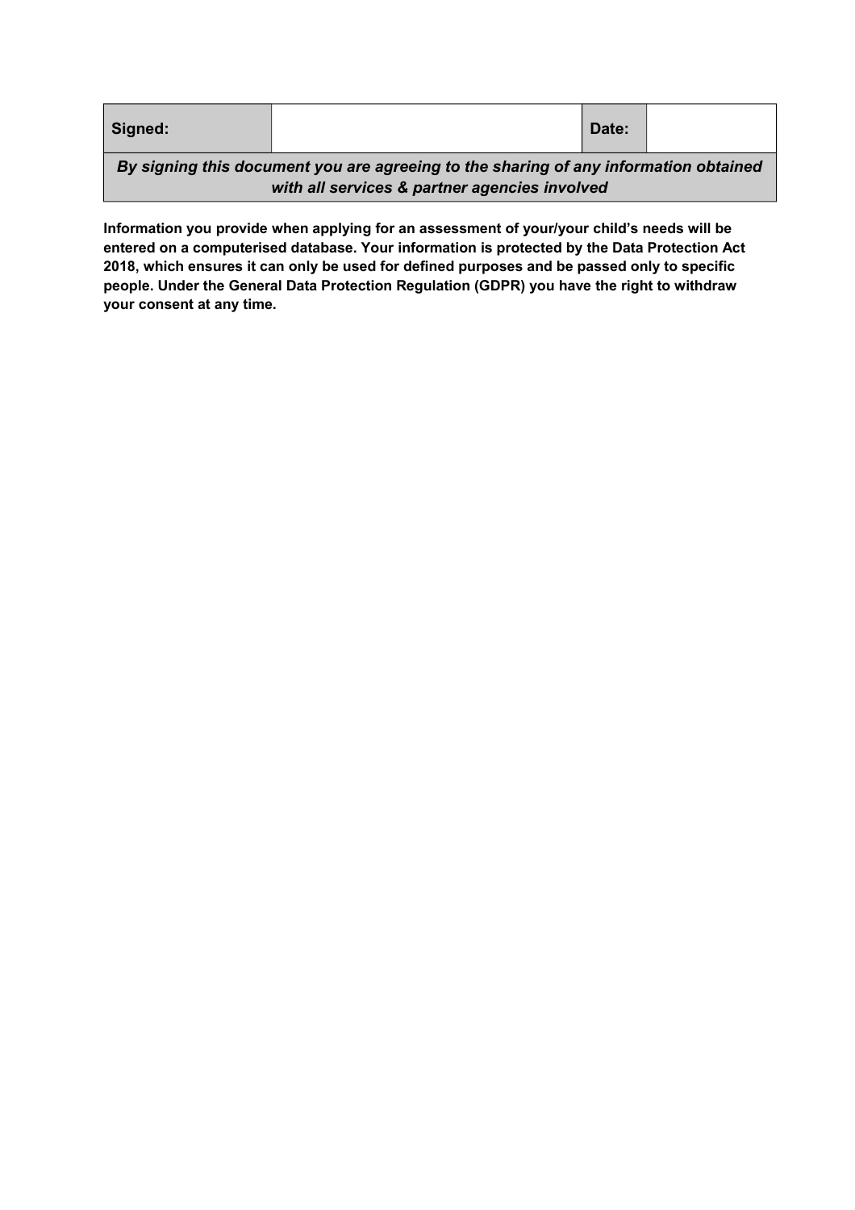| | | | |
|---|---|---|---|
| **Signed:** | | **Date:** | |
| ***By signing this document you are agreeing to the sharing of any information obtained with all services & partner agencies involved*** | | | |

**Information you provide when applying for an assessment of your/your child's needs will be entered on a computerised database. Your information is protected by the Data Protection Act 2018, which ensures it can only be used for defined purposes and be passed only to specific people. Under the General Data Protection Regulation (GDPR) you have the right to withdraw your consent at any time.**